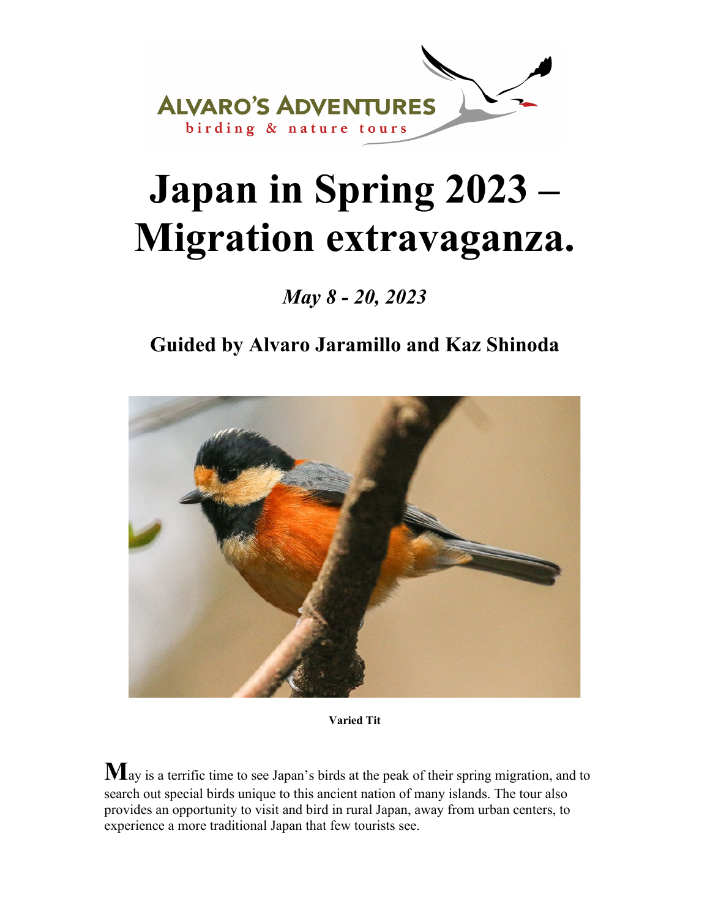ALVARO'S ADVENTURES
birding & nature tours

# Japan in Spring 2023 – Migration extravaganza.

*May 8 - 20, 2023*

## Guided by Alvaro Jaramillo and Kaz Shinoda

**Varied Tit**

May is a terrific time to see Japan's birds at the peak of their spring migration, and to search out special birds unique to this ancient nation of many islands. The tour also provides an opportunity to visit and bird in rural Japan, away from urban centers, to experience a more traditional Japan that few tourists see.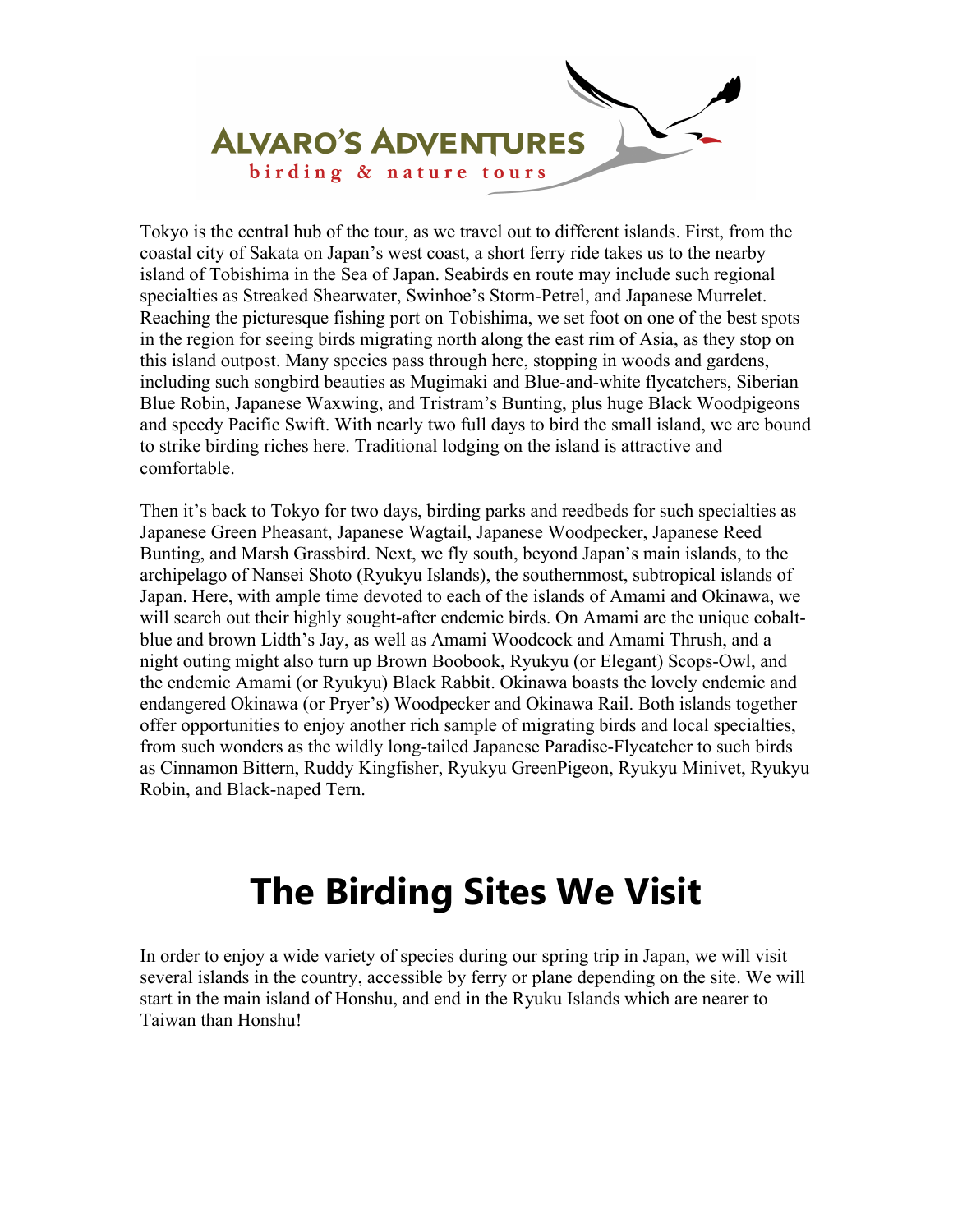Tokyo is the central hub of the tour, as we travel out to different islands. First, from the coastal city of Sakata on Japan's west coast, a short ferry ride takes us to the nearby island of Tobishima in the Sea of Japan. Seabirds en route may include such regional specialties as Streaked Shearwater, Swinhoe's Storm-Petrel, and Japanese Murrelet. Reaching the picturesque fishing port on Tobishima, we set foot on one of the best spots in the region for seeing birds migrating north along the east rim of Asia, as they stop on this island outpost. Many species pass through here, stopping in woods and gardens, including such songbird beauties as Mugimaki and Blue-and-white flycatchers, Siberian Blue Robin, Japanese Waxwing, and Tristram's Bunting, plus huge Black Woodpigeons and speedy Pacific Swift. With nearly two full days to bird the small island, we are bound to strike birding riches here. Traditional lodging on the island is attractive and comfortable.

Then it's back to Tokyo for two days, birding parks and reedbeds for such specialties as Japanese Green Pheasant, Japanese Wagtail, Japanese Woodpecker, Japanese Reed Bunting, and Marsh Grassbird. Next, we fly south, beyond Japan's main islands, to the archipelago of Nansei Shoto (Ryukyu Islands), the southernmost, subtropical islands of Japan. Here, with ample time devoted to each of the islands of Amami and Okinawa, we will search out their highly sought-after endemic birds. On Amami are the unique cobalt-blue and brown Lidth's Jay, as well as Amami Woodcock and Amami Thrush, and a night outing might also turn up Brown Boobook, Ryukyu (or Elegant) Scops-Owl, and the endemic Amami (or Ryukyu) Black Rabbit. Okinawa boasts the lovely endemic and endangered Okinawa (or Pryer's) Woodpecker and Okinawa Rail. Both islands together offer opportunities to enjoy another rich sample of migrating birds and local specialties, from such wonders as the wildly long-tailed Japanese Paradise-Flycatcher to such birds as Cinnamon Bittern, Ruddy Kingfisher, Ryukyu GreenPigeon, Ryukyu Minivet, Ryukyu Robin, and Black-naped Tern.

# The Birding Sites We Visit

In order to enjoy a wide variety of species during our spring trip in Japan, we will visit several islands in the country, accessible by ferry or plane depending on the site. We will start in the main island of Honshu, and end in the Ryuku Islands which are nearer to Taiwan than Honshu!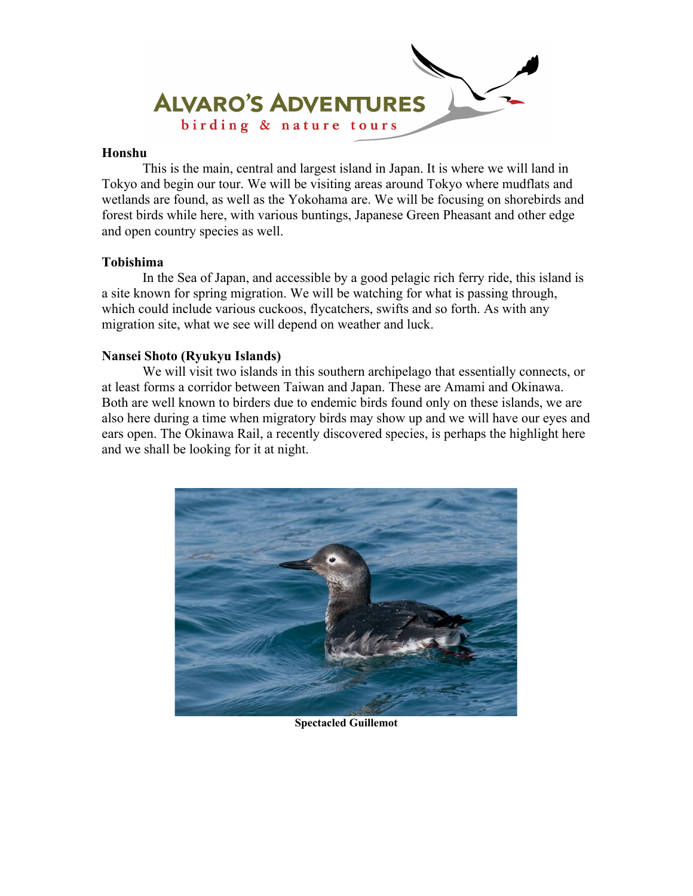### Honshu

This is the main, central and largest island in Japan. It is where we will land in Tokyo and begin our tour. We will be visiting areas around Tokyo where mudflats and wetlands are found, as well as the Yokohama are. We will be focusing on shorebirds and forest birds while here, with various buntings, Japanese Green Pheasant and other edge and open country species as well.

### Tobishima

In the Sea of Japan, and accessible by a good pelagic rich ferry ride, this island is a site known for spring migration. We will be watching for what is passing through, which could include various cuckoos, flycatchers, swifts and so forth. As with any migration site, what we see will depend on weather and luck.

### Nansei Shoto (Ryukyu Islands)

We will visit two islands in this southern archipelago that essentially connects, or at least forms a corridor between Taiwan and Japan. These are Amami and Okinawa. Both are well known to birders due to endemic birds found only on these islands, we are also here during a time when migratory birds may show up and we will have our eyes and ears open. The Okinawa Rail, a recently discovered species, is perhaps the highlight here and we shall be looking for it at night.

**Spectacled Guillemot**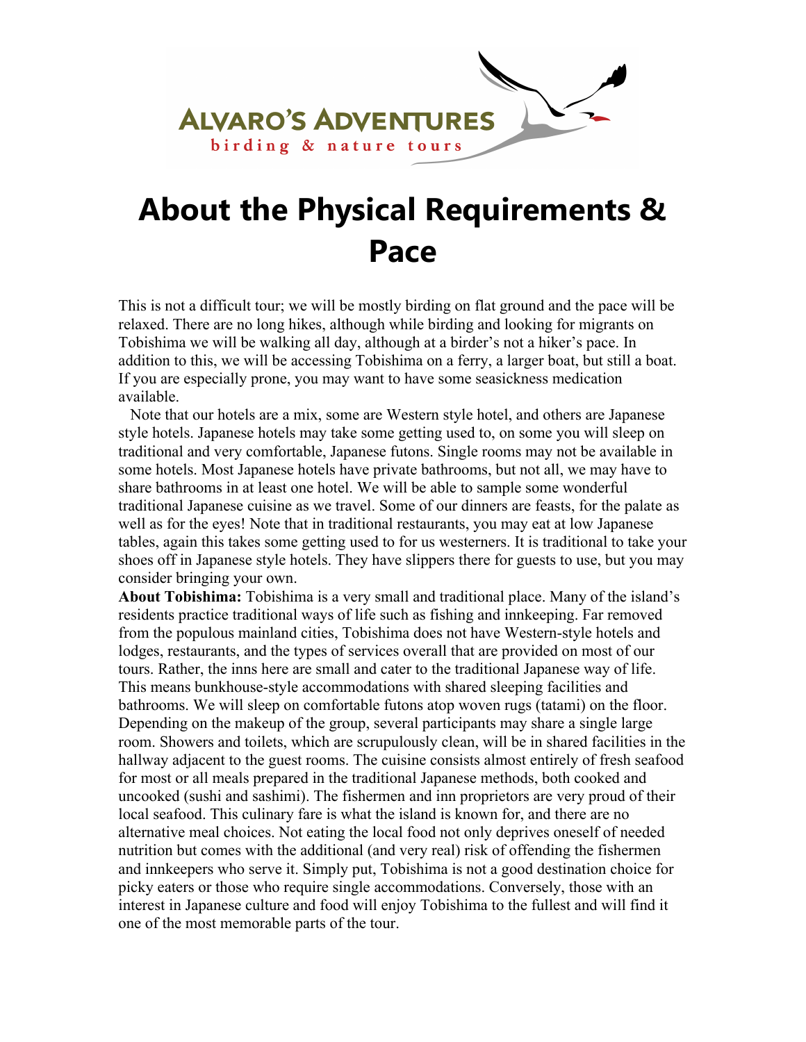# About the Physical Requirements & Pace

This is not a difficult tour; we will be mostly birding on flat ground and the pace will be relaxed. There are no long hikes, although while birding and looking for migrants on Tobishima we will be walking all day, although at a birder's not a hiker's pace. In addition to this, we will be accessing Tobishima on a ferry, a larger boat, but still a boat. If you are especially prone, you may want to have some seasickness medication available.

Note that our hotels are a mix, some are Western style hotel, and others are Japanese style hotels. Japanese hotels may take some getting used to, on some you will sleep on traditional and very comfortable, Japanese futons. Single rooms may not be available in some hotels. Most Japanese hotels have private bathrooms, but not all, we may have to share bathrooms in at least one hotel. We will be able to sample some wonderful traditional Japanese cuisine as we travel. Some of our dinners are feasts, for the palate as well as for the eyes! Note that in traditional restaurants, you may eat at low Japanese tables, again this takes some getting used to for us westerners. It is traditional to take your shoes off in Japanese style hotels. They have slippers there for guests to use, but you may consider bringing your own.

**About Tobishima:** Tobishima is a very small and traditional place. Many of the island's residents practice traditional ways of life such as fishing and innkeeping. Far removed from the populous mainland cities, Tobishima does not have Western-style hotels and lodges, restaurants, and the types of services overall that are provided on most of our tours. Rather, the inns here are small and cater to the traditional Japanese way of life. This means bunkhouse-style accommodations with shared sleeping facilities and bathrooms. We will sleep on comfortable futons atop woven rugs (tatami) on the floor. Depending on the makeup of the group, several participants may share a single large room. Showers and toilets, which are scrupulously clean, will be in shared facilities in the hallway adjacent to the guest rooms. The cuisine consists almost entirely of fresh seafood for most or all meals prepared in the traditional Japanese methods, both cooked and uncooked (sushi and sashimi). The fishermen and inn proprietors are very proud of their local seafood. This culinary fare is what the island is known for, and there are no alternative meal choices. Not eating the local food not only deprives oneself of needed nutrition but comes with the additional (and very real) risk of offending the fishermen and innkeepers who serve it. Simply put, Tobishima is not a good destination choice for picky eaters or those who require single accommodations. Conversely, those with an interest in Japanese culture and food will enjoy Tobishima to the fullest and will find it one of the most memorable parts of the tour.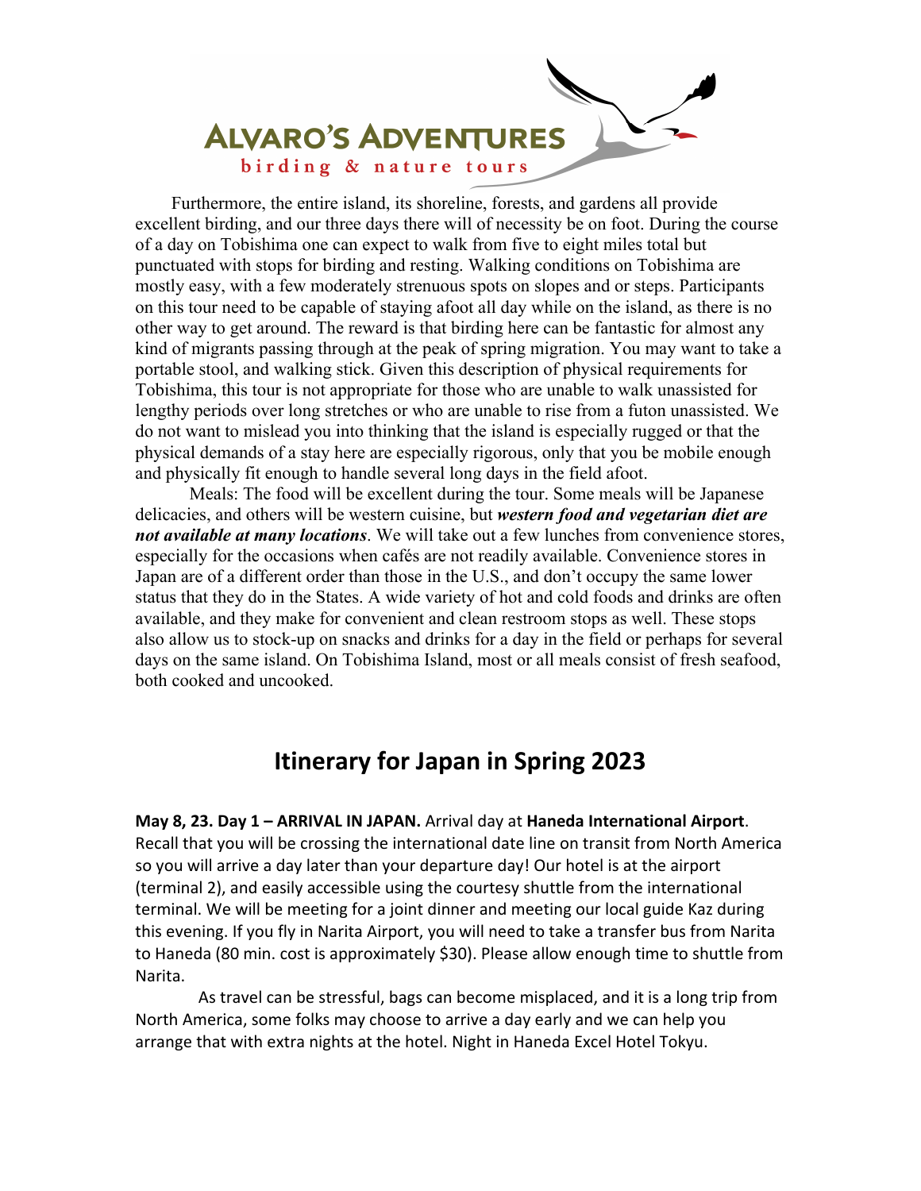Furthermore, the entire island, its shoreline, forests, and gardens all provide excellent birding, and our three days there will of necessity be on foot. During the course of a day on Tobishima one can expect to walk from five to eight miles total but punctuated with stops for birding and resting. Walking conditions on Tobishima are mostly easy, with a few moderately strenuous spots on slopes and or steps. Participants on this tour need to be capable of staying afoot all day while on the island, as there is no other way to get around. The reward is that birding here can be fantastic for almost any kind of migrants passing through at the peak of spring migration. You may want to take a portable stool, and walking stick. Given this description of physical requirements for Tobishima, this tour is not appropriate for those who are unable to walk unassisted for lengthy periods over long stretches or who are unable to rise from a futon unassisted. We do not want to mislead you into thinking that the island is especially rugged or that the physical demands of a stay here are especially rigorous, only that you be mobile enough and physically fit enough to handle several long days in the field afoot.

Meals: The food will be excellent during the tour. Some meals will be Japanese delicacies, and others will be western cuisine, but ***western food and vegetarian diet are not available at many locations***. We will take out a few lunches from convenience stores, especially for the occasions when cafés are not readily available. Convenience stores in Japan are of a different order than those in the U.S., and don't occupy the same lower status that they do in the States. A wide variety of hot and cold foods and drinks are often available, and they make for convenient and clean restroom stops as well. These stops also allow us to stock-up on snacks and drinks for a day in the field or perhaps for several days on the same island. On Tobishima Island, most or all meals consist of fresh seafood, both cooked and uncooked.

# Itinerary for Japan in Spring 2023

**May 8, 23. Day 1 – ARRIVAL IN JAPAN.** Arrival day at **Haneda International Airport**. Recall that you will be crossing the international date line on transit from North America so you will arrive a day later than your departure day! Our hotel is at the airport (terminal 2), and easily accessible using the courtesy shuttle from the international terminal. We will be meeting for a joint dinner and meeting our local guide Kaz during this evening. If you fly in Narita Airport, you will need to take a transfer bus from Narita to Haneda (80 min. cost is approximately $30). Please allow enough time to shuttle from Narita.

As travel can be stressful, bags can become misplaced, and it is a long trip from North America, some folks may choose to arrive a day early and we can help you arrange that with extra nights at the hotel. Night in Haneda Excel Hotel Tokyu.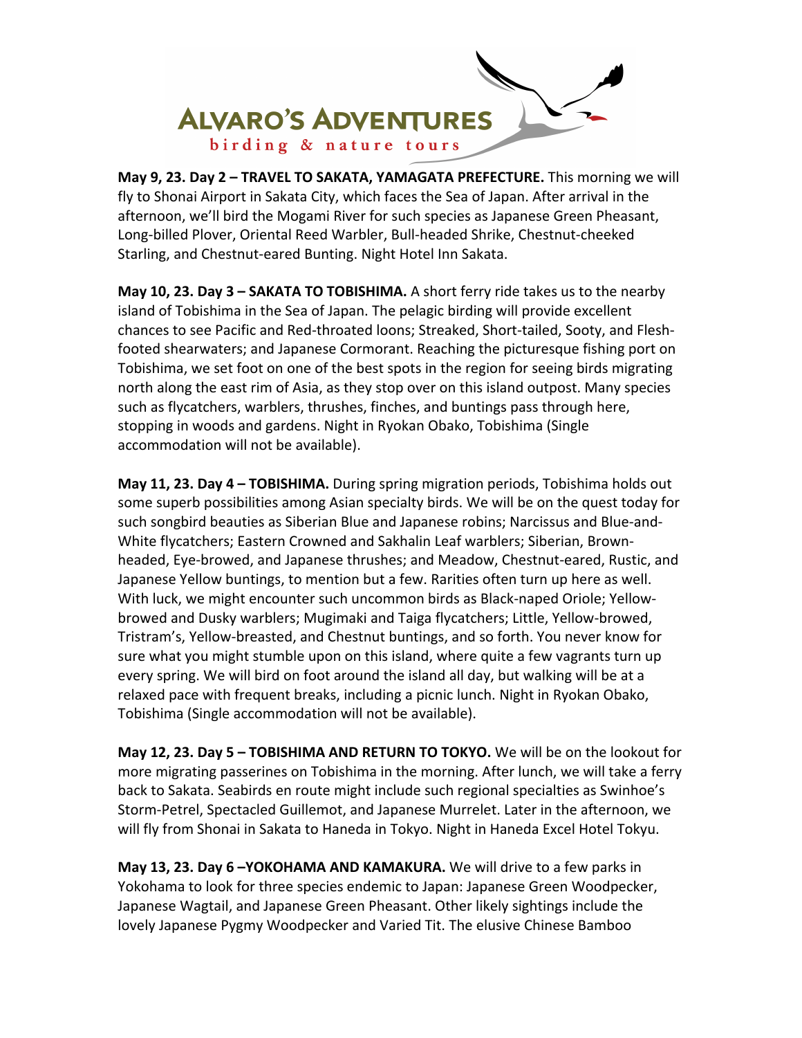**May 9, 23. Day 2 – TRAVEL TO SAKATA, YAMAGATA PREFECTURE.** This morning we will fly to Shonai Airport in Sakata City, which faces the Sea of Japan. After arrival in the afternoon, we'll bird the Mogami River for such species as Japanese Green Pheasant, Long-billed Plover, Oriental Reed Warbler, Bull-headed Shrike, Chestnut-cheeked Starling, and Chestnut-eared Bunting. Night Hotel Inn Sakata.

**May 10, 23. Day 3 – SAKATA TO TOBISHIMA.** A short ferry ride takes us to the nearby island of Tobishima in the Sea of Japan. The pelagic birding will provide excellent chances to see Pacific and Red-throated loons; Streaked, Short-tailed, Sooty, and Flesh-footed shearwaters; and Japanese Cormorant. Reaching the picturesque fishing port on Tobishima, we set foot on one of the best spots in the region for seeing birds migrating north along the east rim of Asia, as they stop over on this island outpost. Many species such as flycatchers, warblers, thrushes, finches, and buntings pass through here, stopping in woods and gardens. Night in Ryokan Obako, Tobishima (Single accommodation will not be available).

**May 11, 23. Day 4 – TOBISHIMA.** During spring migration periods, Tobishima holds out some superb possibilities among Asian specialty birds. We will be on the quest today for such songbird beauties as Siberian Blue and Japanese robins; Narcissus and Blue-and-White flycatchers; Eastern Crowned and Sakhalin Leaf warblers; Siberian, Brown-headed, Eye-browed, and Japanese thrushes; and Meadow, Chestnut-eared, Rustic, and Japanese Yellow buntings, to mention but a few. Rarities often turn up here as well. With luck, we might encounter such uncommon birds as Black-naped Oriole; Yellow-browed and Dusky warblers; Mugimaki and Taiga flycatchers; Little, Yellow-browed, Tristram's, Yellow-breasted, and Chestnut buntings, and so forth. You never know for sure what you might stumble upon on this island, where quite a few vagrants turn up every spring. We will bird on foot around the island all day, but walking will be at a relaxed pace with frequent breaks, including a picnic lunch. Night in Ryokan Obako, Tobishima (Single accommodation will not be available).

**May 12, 23. Day 5 – TOBISHIMA AND RETURN TO TOKYO.** We will be on the lookout for more migrating passerines on Tobishima in the morning. After lunch, we will take a ferry back to Sakata. Seabirds en route might include such regional specialties as Swinhoe's Storm-Petrel, Spectacled Guillemot, and Japanese Murrelet. Later in the afternoon, we will fly from Shonai in Sakata to Haneda in Tokyo. Night in Haneda Excel Hotel Tokyu.

**May 13, 23. Day 6 –YOKOHAMA AND KAMAKURA.** We will drive to a few parks in Yokohama to look for three species endemic to Japan: Japanese Green Woodpecker, Japanese Wagtail, and Japanese Green Pheasant. Other likely sightings include the lovely Japanese Pygmy Woodpecker and Varied Tit. The elusive Chinese Bamboo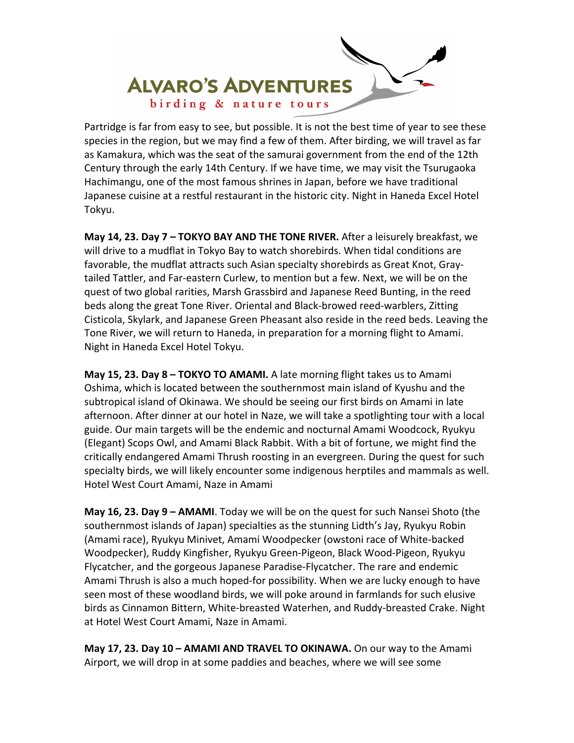Partridge is far from easy to see, but possible. It is not the best time of year to see these species in the region, but we may find a few of them. After birding, we will travel as far as Kamakura, which was the seat of the samurai government from the end of the 12th Century through the early 14th Century. If we have time, we may visit the Tsurugaoka Hachimangu, one of the most famous shrines in Japan, before we have traditional Japanese cuisine at a restful restaurant in the historic city. Night in Haneda Excel Hotel Tokyu.

**May 14, 23. Day 7 – TOKYO BAY AND THE TONE RIVER.** After a leisurely breakfast, we will drive to a mudflat in Tokyo Bay to watch shorebirds. When tidal conditions are favorable, the mudflat attracts such Asian specialty shorebirds as Great Knot, Gray-tailed Tattler, and Far-eastern Curlew, to mention but a few. Next, we will be on the quest of two global rarities, Marsh Grassbird and Japanese Reed Bunting, in the reed beds along the great Tone River. Oriental and Black-browed reed-warblers, Zitting Cisticola, Skylark, and Japanese Green Pheasant also reside in the reed beds. Leaving the Tone River, we will return to Haneda, in preparation for a morning flight to Amami. Night in Haneda Excel Hotel Tokyu.

**May 15, 23. Day 8 – TOKYO TO AMAMI.** A late morning flight takes us to Amami Oshima, which is located between the southernmost main island of Kyushu and the subtropical island of Okinawa. We should be seeing our first birds on Amami in late afternoon. After dinner at our hotel in Naze, we will take a spotlighting tour with a local guide. Our main targets will be the endemic and nocturnal Amami Woodcock, Ryukyu (Elegant) Scops Owl, and Amami Black Rabbit. With a bit of fortune, we might find the critically endangered Amami Thrush roosting in an evergreen. During the quest for such specialty birds, we will likely encounter some indigenous herptiles and mammals as well. Hotel West Court Amami, Naze in Amami

**May 16, 23. Day 9 – AMAMI**. Today we will be on the quest for such Nansei Shoto (the southernmost islands of Japan) specialties as the stunning Lidth's Jay, Ryukyu Robin (Amami race), Ryukyu Minivet, Amami Woodpecker (owstoni race of White-backed Woodpecker), Ruddy Kingfisher, Ryukyu Green-Pigeon, Black Wood-Pigeon, Ryukyu Flycatcher, and the gorgeous Japanese Paradise-Flycatcher. The rare and endemic Amami Thrush is also a much hoped-for possibility. When we are lucky enough to have seen most of these woodland birds, we will poke around in farmlands for such elusive birds as Cinnamon Bittern, White-breasted Waterhen, and Ruddy-breasted Crake. Night at Hotel West Court Amami, Naze in Amami.

**May 17, 23. Day 10 – AMAMI AND TRAVEL TO OKINAWA.** On our way to the Amami Airport, we will drop in at some paddies and beaches, where we will see some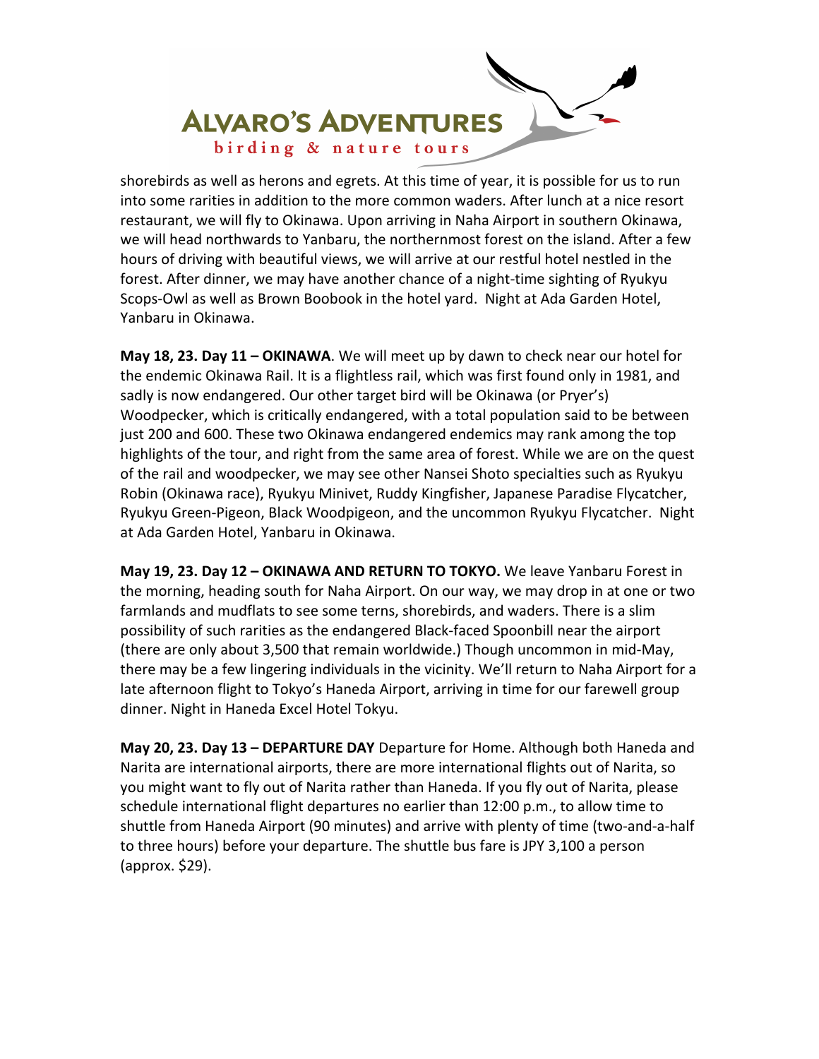shorebirds as well as herons and egrets. At this time of year, it is possible for us to run into some rarities in addition to the more common waders. After lunch at a nice resort restaurant, we will fly to Okinawa. Upon arriving in Naha Airport in southern Okinawa, we will head northwards to Yanbaru, the northernmost forest on the island. After a few hours of driving with beautiful views, we will arrive at our restful hotel nestled in the forest. After dinner, we may have another chance of a night-time sighting of Ryukyu Scops-Owl as well as Brown Boobook in the hotel yard. Night at Ada Garden Hotel, Yanbaru in Okinawa.

**May 18, 23. Day 11 – OKINAWA**. We will meet up by dawn to check near our hotel for the endemic Okinawa Rail. It is a flightless rail, which was first found only in 1981, and sadly is now endangered. Our other target bird will be Okinawa (or Pryer's) Woodpecker, which is critically endangered, with a total population said to be between just 200 and 600. These two Okinawa endangered endemics may rank among the top highlights of the tour, and right from the same area of forest. While we are on the quest of the rail and woodpecker, we may see other Nansei Shoto specialties such as Ryukyu Robin (Okinawa race), Ryukyu Minivet, Ruddy Kingfisher, Japanese Paradise Flycatcher, Ryukyu Green-Pigeon, Black Woodpigeon, and the uncommon Ryukyu Flycatcher. Night at Ada Garden Hotel, Yanbaru in Okinawa.

**May 19, 23. Day 12 – OKINAWA AND RETURN TO TOKYO.** We leave Yanbaru Forest in the morning, heading south for Naha Airport. On our way, we may drop in at one or two farmlands and mudflats to see some terns, shorebirds, and waders. There is a slim possibility of such rarities as the endangered Black-faced Spoonbill near the airport (there are only about 3,500 that remain worldwide.) Though uncommon in mid-May, there may be a few lingering individuals in the vicinity. We'll return to Naha Airport for a late afternoon flight to Tokyo's Haneda Airport, arriving in time for our farewell group dinner. Night in Haneda Excel Hotel Tokyu.

**May 20, 23. Day 13 – DEPARTURE DAY** Departure for Home. Although both Haneda and Narita are international airports, there are more international flights out of Narita, so you might want to fly out of Narita rather than Haneda. If you fly out of Narita, please schedule international flight departures no earlier than 12:00 p.m., to allow time to shuttle from Haneda Airport (90 minutes) and arrive with plenty of time (two-and-a-half to three hours) before your departure. The shuttle bus fare is JPY 3,100 a person (approx. $29).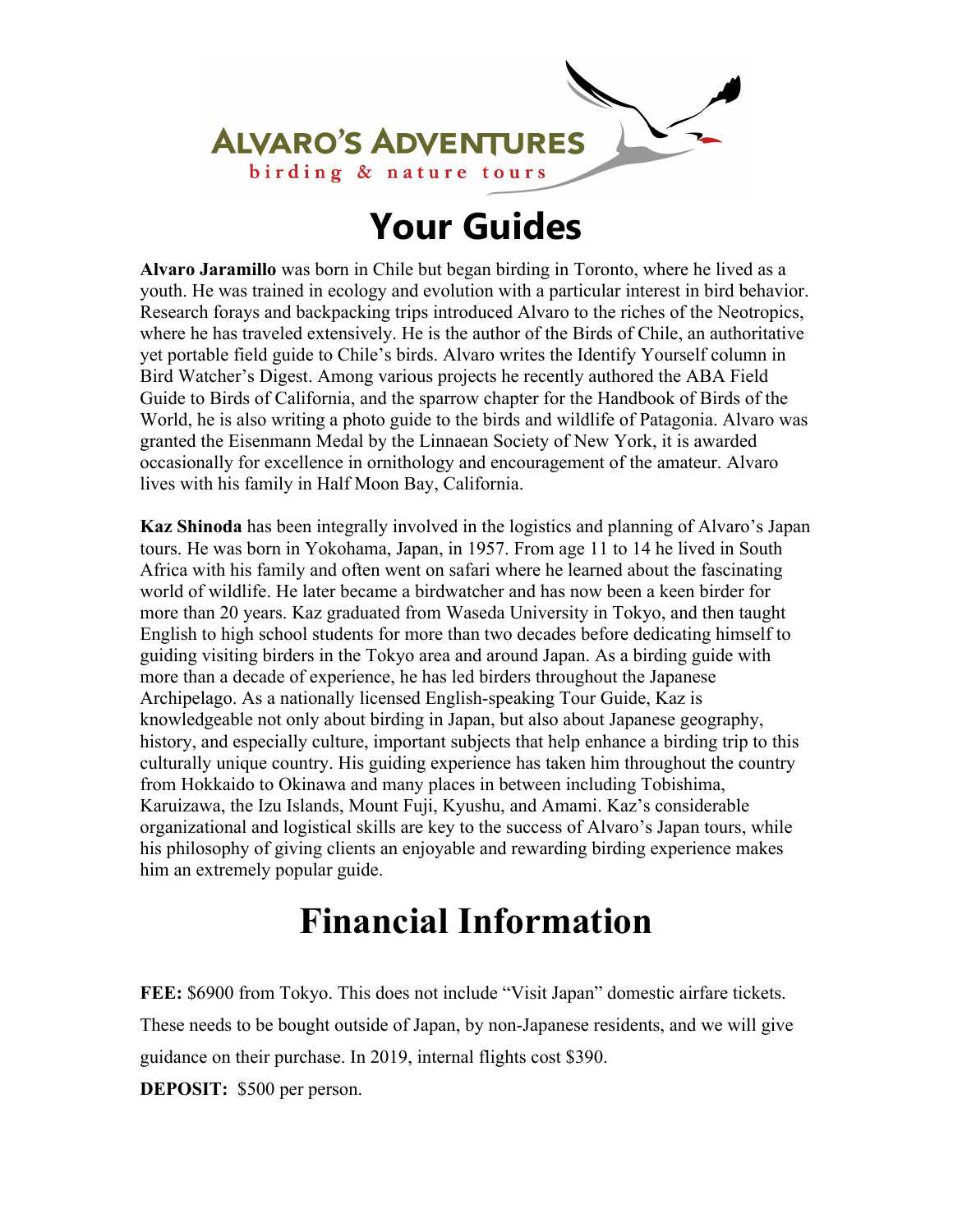ALVARO'S ADVENTURES
birding & nature tours

# Your Guides

**Alvaro Jaramillo** was born in Chile but began birding in Toronto, where he lived as a youth. He was trained in ecology and evolution with a particular interest in bird behavior. Research forays and backpacking trips introduced Alvaro to the riches of the Neotropics, where he has traveled extensively. He is the author of the Birds of Chile, an authoritative yet portable field guide to Chile's birds. Alvaro writes the Identify Yourself column in Bird Watcher's Digest. Among various projects he recently authored the ABA Field Guide to Birds of California, and the sparrow chapter for the Handbook of Birds of the World, he is also writing a photo guide to the birds and wildlife of Patagonia. Alvaro was granted the Eisenmann Medal by the Linnaean Society of New York, it is awarded occasionally for excellence in ornithology and encouragement of the amateur. Alvaro lives with his family in Half Moon Bay, California.

**Kaz Shinoda** has been integrally involved in the logistics and planning of Alvaro's Japan tours. He was born in Yokohama, Japan, in 1957. From age 11 to 14 he lived in South Africa with his family and often went on safari where he learned about the fascinating world of wildlife. He later became a birdwatcher and has now been a keen birder for more than 20 years. Kaz graduated from Waseda University in Tokyo, and then taught English to high school students for more than two decades before dedicating himself to guiding visiting birders in the Tokyo area and around Japan. As a birding guide with more than a decade of experience, he has led birders throughout the Japanese Archipelago. As a nationally licensed English-speaking Tour Guide, Kaz is knowledgeable not only about birding in Japan, but also about Japanese geography, history, and especially culture, important subjects that help enhance a birding trip to this culturally unique country. His guiding experience has taken him throughout the country from Hokkaido to Okinawa and many places in between including Tobishima, Karuizawa, the Izu Islands, Mount Fuji, Kyushu, and Amami. Kaz's considerable organizational and logistical skills are key to the success of Alvaro's Japan tours, while his philosophy of giving clients an enjoyable and rewarding birding experience makes him an extremely popular guide.

# Financial Information

**FEE:** $6900 from Tokyo. This does not include "Visit Japan" domestic airfare tickets. These needs to be bought outside of Japan, by non-Japanese residents, and we will give guidance on their purchase. In 2019, internal flights cost $390.

**DEPOSIT:** $500 per person.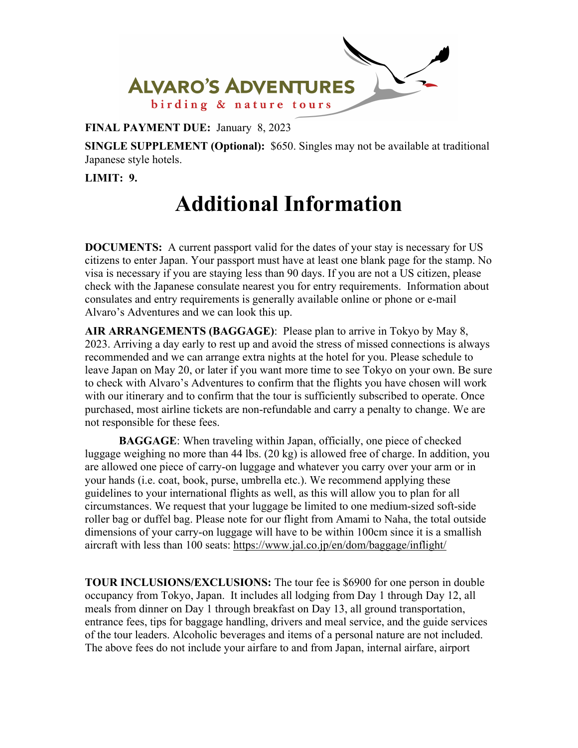**FINAL PAYMENT DUE:** January 8, 2023

**SINGLE SUPPLEMENT (Optional):** $650. Singles may not be available at traditional Japanese style hotels.

**LIMIT: 9.**

# Additional Information

**DOCUMENTS:** A current passport valid for the dates of your stay is necessary for US citizens to enter Japan. Your passport must have at least one blank page for the stamp. No visa is necessary if you are staying less than 90 days. If you are not a US citizen, please check with the Japanese consulate nearest you for entry requirements. Information about consulates and entry requirements is generally available online or phone or e-mail Alvaro's Adventures and we can look this up.

**AIR ARRANGEMENTS (BAGGAGE)**: Please plan to arrive in Tokyo by May 8, 2023. Arriving a day early to rest up and avoid the stress of missed connections is always recommended and we can arrange extra nights at the hotel for you. Please schedule to leave Japan on May 20, or later if you want more time to see Tokyo on your own. Be sure to check with Alvaro's Adventures to confirm that the flights you have chosen will work with our itinerary and to confirm that the tour is sufficiently subscribed to operate. Once purchased, most airline tickets are non-refundable and carry a penalty to change. We are not responsible for these fees.

**BAGGAGE**: When traveling within Japan, officially, one piece of checked luggage weighing no more than 44 lbs. (20 kg) is allowed free of charge. In addition, you are allowed one piece of carry-on luggage and whatever you carry over your arm or in your hands (i.e. coat, book, purse, umbrella etc.). We recommend applying these guidelines to your international flights as well, as this will allow you to plan for all circumstances. We request that your luggage be limited to one medium-sized soft-side roller bag or duffel bag. Please note for our flight from Amami to Naha, the total outside dimensions of your carry-on luggage will have to be within 100cm since it is a smallish aircraft with less than 100 seats: https://www.jal.co.jp/en/dom/baggage/inflight/

**TOUR INCLUSIONS/EXCLUSIONS:** The tour fee is $6900 for one person in double occupancy from Tokyo, Japan. It includes all lodging from Day 1 through Day 12, all meals from dinner on Day 1 through breakfast on Day 13, all ground transportation, entrance fees, tips for baggage handling, drivers and meal service, and the guide services of the tour leaders. Alcoholic beverages and items of a personal nature are not included. The above fees do not include your airfare to and from Japan, internal airfare, airport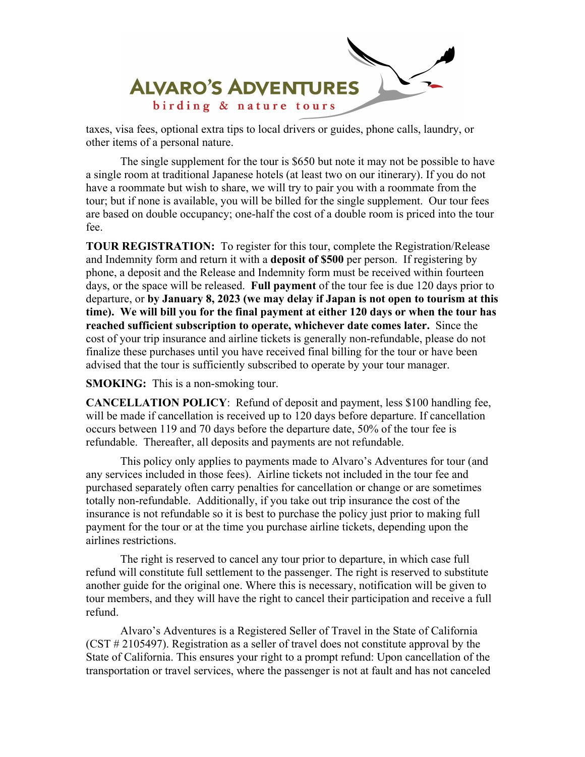taxes, visa fees, optional extra tips to local drivers or guides, phone calls, laundry, or other items of a personal nature.

The single supplement for the tour is $650 but note it may not be possible to have a single room at traditional Japanese hotels (at least two on our itinerary). If you do not have a roommate but wish to share, we will try to pair you with a roommate from the tour; but if none is available, you will be billed for the single supplement. Our tour fees are based on double occupancy; one-half the cost of a double room is priced into the tour fee.

**TOUR REGISTRATION:** To register for this tour, complete the Registration/Release and Indemnity form and return it with a **deposit of $500** per person. If registering by phone, a deposit and the Release and Indemnity form must be received within fourteen days, or the space will be released. **Full payment** of the tour fee is due 120 days prior to departure, or **by January 8, 2023 (we may delay if Japan is not open to tourism at this time). We will bill you for the final payment at either 120 days or when the tour has reached sufficient subscription to operate, whichever date comes later.** Since the cost of your trip insurance and airline tickets is generally non-refundable, please do not finalize these purchases until you have received final billing for the tour or have been advised that the tour is sufficiently subscribed to operate by your tour manager.

**SMOKING:** This is a non-smoking tour.

**CANCELLATION POLICY**: Refund of deposit and payment, less $100 handling fee, will be made if cancellation is received up to 120 days before departure. If cancellation occurs between 119 and 70 days before the departure date, 50% of the tour fee is refundable. Thereafter, all deposits and payments are not refundable.

This policy only applies to payments made to Alvaro's Adventures for tour (and any services included in those fees). Airline tickets not included in the tour fee and purchased separately often carry penalties for cancellation or change or are sometimes totally non-refundable. Additionally, if you take out trip insurance the cost of the insurance is not refundable so it is best to purchase the policy just prior to making full payment for the tour or at the time you purchase airline tickets, depending upon the airlines restrictions.

The right is reserved to cancel any tour prior to departure, in which case full refund will constitute full settlement to the passenger. The right is reserved to substitute another guide for the original one. Where this is necessary, notification will be given to tour members, and they will have the right to cancel their participation and receive a full refund.

Alvaro's Adventures is a Registered Seller of Travel in the State of California (CST # 2105497). Registration as a seller of travel does not constitute approval by the State of California. This ensures your right to a prompt refund: Upon cancellation of the transportation or travel services, where the passenger is not at fault and has not canceled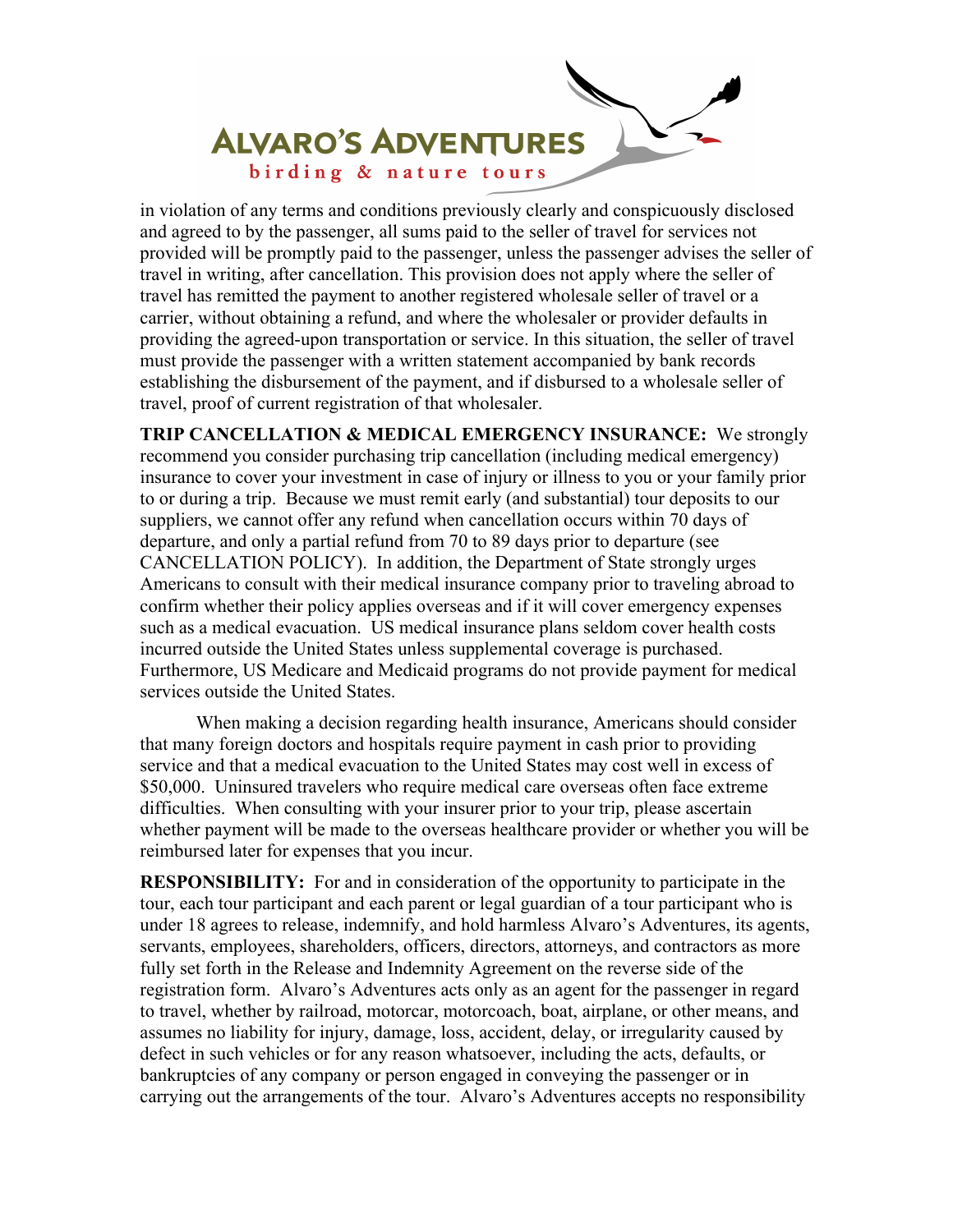in violation of any terms and conditions previously clearly and conspicuously disclosed and agreed to by the passenger, all sums paid to the seller of travel for services not provided will be promptly paid to the passenger, unless the passenger advises the seller of travel in writing, after cancellation. This provision does not apply where the seller of travel has remitted the payment to another registered wholesale seller of travel or a carrier, without obtaining a refund, and where the wholesaler or provider defaults in providing the agreed-upon transportation or service. In this situation, the seller of travel must provide the passenger with a written statement accompanied by bank records establishing the disbursement of the payment, and if disbursed to a wholesale seller of travel, proof of current registration of that wholesaler.

**TRIP CANCELLATION & MEDICAL EMERGENCY INSURANCE:** We strongly recommend you consider purchasing trip cancellation (including medical emergency) insurance to cover your investment in case of injury or illness to you or your family prior to or during a trip. Because we must remit early (and substantial) tour deposits to our suppliers, we cannot offer any refund when cancellation occurs within 70 days of departure, and only a partial refund from 70 to 89 days prior to departure (see CANCELLATION POLICY). In addition, the Department of State strongly urges Americans to consult with their medical insurance company prior to traveling abroad to confirm whether their policy applies overseas and if it will cover emergency expenses such as a medical evacuation. US medical insurance plans seldom cover health costs incurred outside the United States unless supplemental coverage is purchased. Furthermore, US Medicare and Medicaid programs do not provide payment for medical services outside the United States.

When making a decision regarding health insurance, Americans should consider that many foreign doctors and hospitals require payment in cash prior to providing service and that a medical evacuation to the United States may cost well in excess of $50,000. Uninsured travelers who require medical care overseas often face extreme difficulties. When consulting with your insurer prior to your trip, please ascertain whether payment will be made to the overseas healthcare provider or whether you will be reimbursed later for expenses that you incur.

**RESPONSIBILITY:** For and in consideration of the opportunity to participate in the tour, each tour participant and each parent or legal guardian of a tour participant who is under 18 agrees to release, indemnify, and hold harmless Alvaro's Adventures, its agents, servants, employees, shareholders, officers, directors, attorneys, and contractors as more fully set forth in the Release and Indemnity Agreement on the reverse side of the registration form. Alvaro's Adventures acts only as an agent for the passenger in regard to travel, whether by railroad, motorcar, motorcoach, boat, airplane, or other means, and assumes no liability for injury, damage, loss, accident, delay, or irregularity caused by defect in such vehicles or for any reason whatsoever, including the acts, defaults, or bankruptcies of any company or person engaged in conveying the passenger or in carrying out the arrangements of the tour. Alvaro's Adventures accepts no responsibility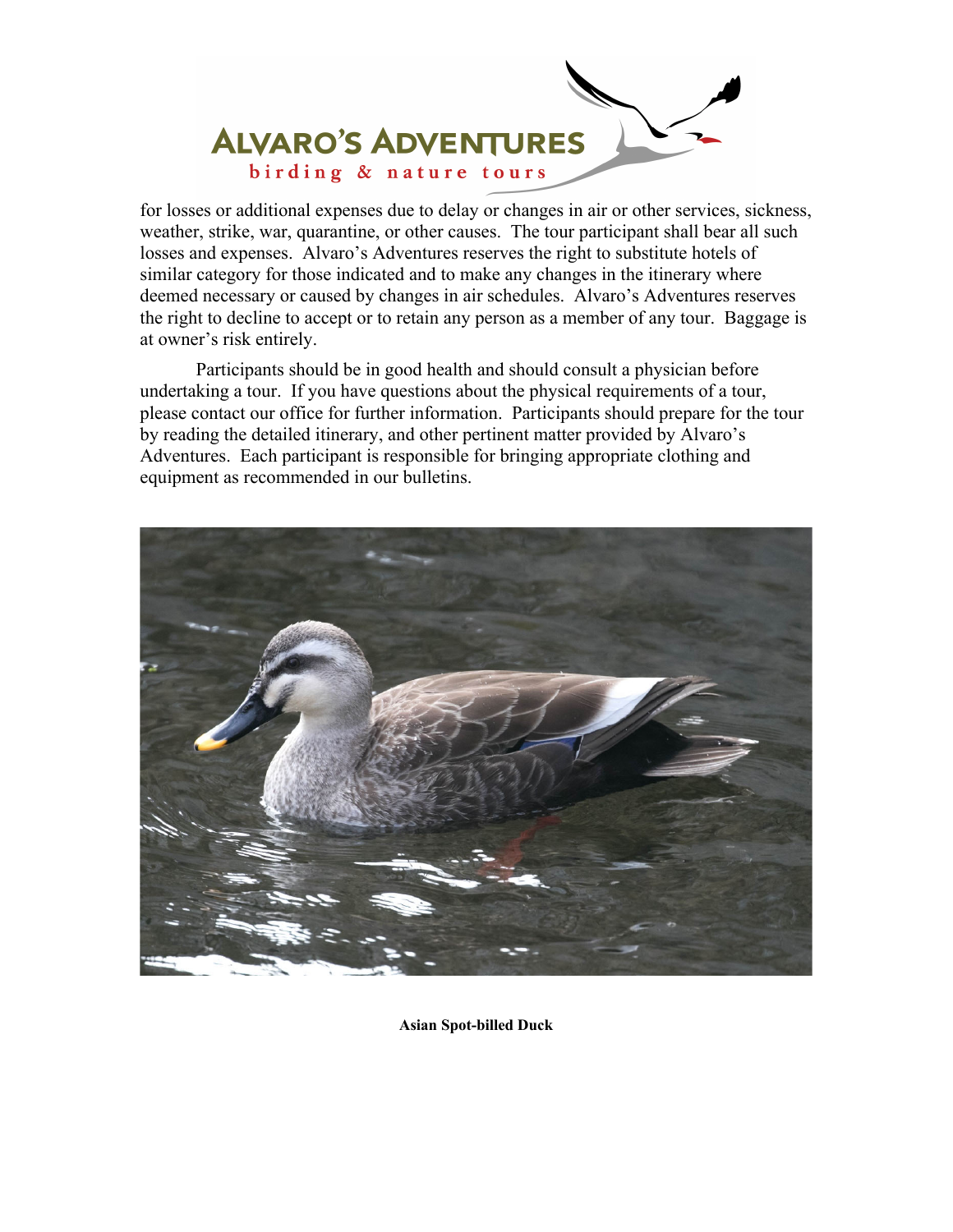for losses or additional expenses due to delay or changes in air or other services, sickness, weather, strike, war, quarantine, or other causes. The tour participant shall bear all such losses and expenses. Alvaro's Adventures reserves the right to substitute hotels of similar category for those indicated and to make any changes in the itinerary where deemed necessary or caused by changes in air schedules. Alvaro's Adventures reserves the right to decline to accept or to retain any person as a member of any tour. Baggage is at owner's risk entirely.

Participants should be in good health and should consult a physician before undertaking a tour. If you have questions about the physical requirements of a tour, please contact our office for further information. Participants should prepare for the tour by reading the detailed itinerary, and other pertinent matter provided by Alvaro's Adventures. Each participant is responsible for bringing appropriate clothing and equipment as recommended in our bulletins.

**Asian Spot-billed Duck**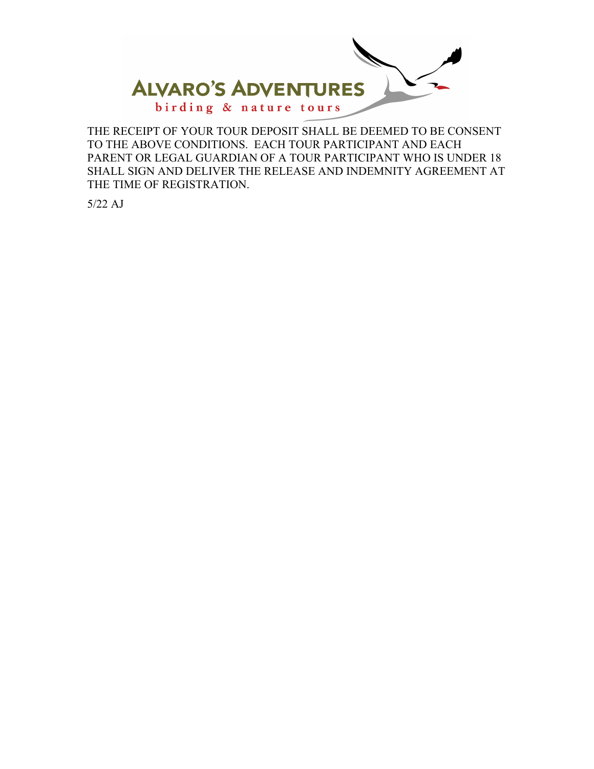THE RECEIPT OF YOUR TOUR DEPOSIT SHALL BE DEEMED TO BE CONSENT TO THE ABOVE CONDITIONS. EACH TOUR PARTICIPANT AND EACH PARENT OR LEGAL GUARDIAN OF A TOUR PARTICIPANT WHO IS UNDER 18 SHALL SIGN AND DELIVER THE RELEASE AND INDEMNITY AGREEMENT AT THE TIME OF REGISTRATION.

5/22 AJ